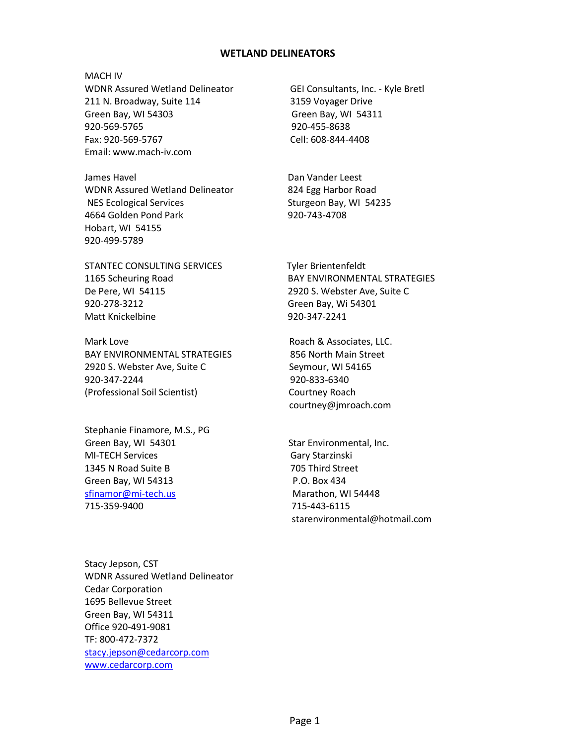# WETLAND DELINEATORS

MACH IV
WDNR Assured Wetland Delineator
211 N. Broadway, Suite 114
Green Bay, WI 54303
920-569-5765
Fax: 920-569-5767
Email: www.mach-iv.com

GEI Consultants, Inc. - Kyle Bretl
3159 Voyager Drive
Green Bay, WI 54311
920-455-8638
Cell: 608-844-4408

James Havel
WDNR Assured Wetland Delineator
NES Ecological Services
4664 Golden Pond Park
Hobart, WI 54155
920-499-5789

Dan Vander Leest
824 Egg Harbor Road
Sturgeon Bay, WI 54235
920-743-4708

STANTEC CONSULTING SERVICES
1165 Scheuring Road
De Pere, WI 54115
920-278-3212
Matt Knickelbine

Tyler Brientenfeldt
BAY ENVIRONMENTAL STRATEGIES
2920 S. Webster Ave, Suite C
Green Bay, Wi 54301
920-347-2241

Mark Love
BAY ENVIRONMENTAL STRATEGIES
2920 S. Webster Ave, Suite C
920-347-2244
(Professional Soil Scientist)

Roach & Associates, LLC.
856 North Main Street
Seymour, WI 54165
920-833-6340
Courtney Roach
courtney@jmroach.com

Stephanie Finamore, M.S., PG
Green Bay, WI 54301
MI-TECH Services
1345 N Road Suite B
Green Bay, WI 54313
sfinamor@mi-tech.us
715-359-9400

Star Environmental, Inc.
Gary Starzinski
705 Third Street
P.O. Box 434
Marathon, WI 54448
715-443-6115
starenvironmental@hotmail.com

Stacy Jepson, CST
WDNR Assured Wetland Delineator
Cedar Corporation
1695 Bellevue Street
Green Bay, WI 54311
Office 920-491-9081
TF: 800-472-7372
stacy.jepson@cedarcorp.com
www.cedarcorp.com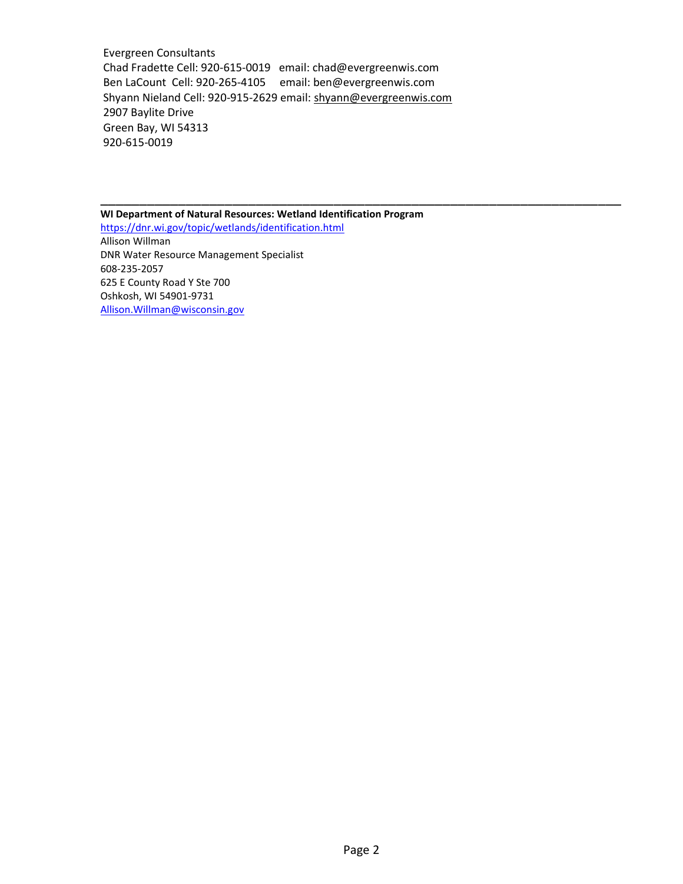Evergreen Consultants  
Chad Fradette Cell: 920-615-0019 email: chad@evergreenwis.com  
Ben LaCount Cell: 920-265-4105 email: ben@evergreenwis.com  
Shyann Nieland Cell: 920-915-2629 email: shyann@evergreenwis.com  
2907 Baylite Drive  
Green Bay, WI 54313  
920-615-0019

---

**WI Department of Natural Resources: Wetland Identification Program**  
https://dnr.wi.gov/topic/wetlands/identification.html  
Allison Willman  
DNR Water Resource Management Specialist  
608-235-2057  
625 E County Road Y Ste 700  
Oshkosh, WI 54901-9731  
Allison.Willman@wisconsin.gov